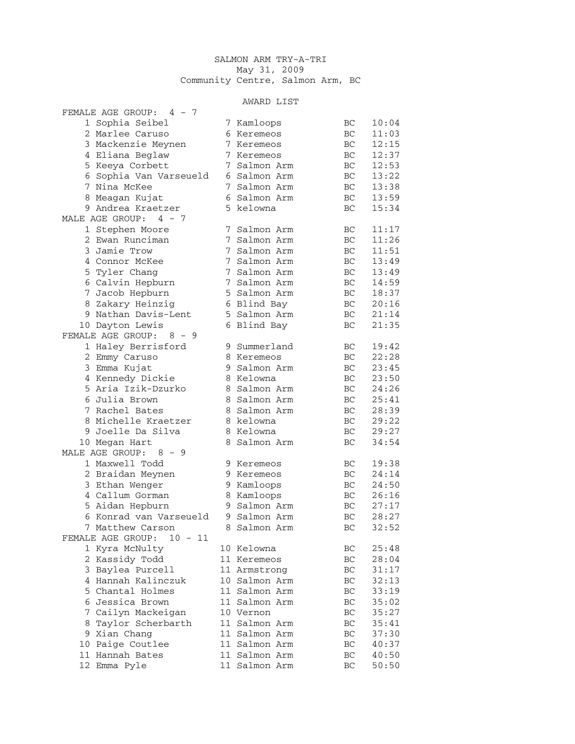# SALMON ARM TRY-A-TRI

May 31, 2009

Community Centre, Salmon Arm, BC

## AWARD LIST

### FEMALE AGE GROUP: 4 - 7

| Place | Name | Age | City | Prov | Time |
|---|---|---|---|---|---|
| 1 | Sophia Seibel | 7 | Kamloops | BC | 10:04 |
| 2 | Marlee Caruso | 6 | Keremeos | BC | 11:03 |
| 3 | Mackenzie Meynen | 7 | Keremeos | BC | 12:15 |
| 4 | Eliana Beglaw | 7 | Keremeos | BC | 12:37 |
| 5 | Keeya Corbett | 7 | Salmon Arm | BC | 12:53 |
| 6 | Sophia Van Varseueld | 6 | Salmon Arm | BC | 13:22 |
| 7 | Nina McKee | 7 | Salmon Arm | BC | 13:38 |
| 8 | Meagan Kujat | 6 | Salmon Arm | BC | 13:59 |
| 9 | Andrea Kraetzer | 5 | kelowna | BC | 15:34 |

### MALE AGE GROUP: 4 - 7

| Place | Name | Age | City | Prov | Time |
|---|---|---|---|---|---|
| 1 | Stephen Moore | 7 | Salmon Arm | BC | 11:17 |
| 2 | Ewan Runciman | 7 | Salmon Arm | BC | 11:26 |
| 3 | Jamie Trow | 7 | Salmon Arm | BC | 11:51 |
| 4 | Connor McKee | 7 | Salmon Arm | BC | 13:49 |
| 5 | Tyler Chang | 7 | Salmon Arm | BC | 13:49 |
| 6 | Calvin Hepburn | 7 | Salmon Arm | BC | 14:59 |
| 7 | Jacob Hepburn | 5 | Salmon Arm | BC | 18:37 |
| 8 | Zakary Heinzig | 6 | Blind Bay | BC | 20:16 |
| 9 | Nathan Davis-Lent | 5 | Salmon Arm | BC | 21:14 |
| 10 | Dayton Lewis | 6 | Blind Bay | BC | 21:35 |

### FEMALE AGE GROUP: 8 - 9

| Place | Name | Age | City | Prov | Time |
|---|---|---|---|---|---|
| 1 | Haley Berrisford | 9 | Summerland | BC | 19:42 |
| 2 | Emmy Caruso | 8 | Keremeos | BC | 22:28 |
| 3 | Emma Kujat | 9 | Salmon Arm | BC | 23:45 |
| 4 | Kennedy Dickie | 8 | Kelowna | BC | 23:50 |
| 5 | Aria Izik-Dzurko | 8 | Salmon Arm | BC | 24:26 |
| 6 | Julia Brown | 8 | Salmon Arm | BC | 25:41 |
| 7 | Rachel Bates | 8 | Salmon Arm | BC | 28:39 |
| 8 | Michelle Kraetzer | 8 | kelowna | BC | 29:22 |
| 9 | Joelle Da Silva | 8 | Kelowna | BC | 29:27 |
| 10 | Megan Hart | 8 | Salmon Arm | BC | 34:54 |

### MALE AGE GROUP: 8 - 9

| Place | Name | Age | City | Prov | Time |
|---|---|---|---|---|---|
| 1 | Maxwell Todd | 9 | Keremeos | BC | 19:38 |
| 2 | Braidan Meynen | 9 | Keremeos | BC | 24:14 |
| 3 | Ethan Wenger | 9 | Kamloops | BC | 24:50 |
| 4 | Callum Gorman | 8 | Kamloops | BC | 26:16 |
| 5 | Aidan Hepburn | 9 | Salmon Arm | BC | 27:17 |
| 6 | Konrad van Varseueld | 9 | Salmon Arm | BC | 28:27 |
| 7 | Matthew Carson | 8 | Salmon Arm | BC | 32:52 |

### FEMALE AGE GROUP: 10 - 11

| Place | Name | Age | City | Prov | Time |
|---|---|---|---|---|---|
| 1 | Kyra McNulty | 10 | Kelowna | BC | 25:48 |
| 2 | Kassidy Todd | 11 | Keremeos | BC | 28:04 |
| 3 | Baylea Purcell | 11 | Armstrong | BC | 31:17 |
| 4 | Hannah Kalinczuk | 10 | Salmon Arm | BC | 32:13 |
| 5 | Chantal Holmes | 11 | Salmon Arm | BC | 33:19 |
| 6 | Jessica Brown | 11 | Salmon Arm | BC | 35:02 |
| 7 | Cailyn Mackeigan | 10 | Vernon | BC | 35:27 |
| 8 | Taylor Scherbarth | 11 | Salmon Arm | BC | 35:41 |
| 9 | Xian Chang | 11 | Salmon Arm | BC | 37:30 |
| 10 | Paige Coutlee | 11 | Salmon Arm | BC | 40:37 |
| 11 | Hannah Bates | 11 | Salmon Arm | BC | 40:50 |
| 12 | Emma Pyle | 11 | Salmon Arm | BC | 50:50 |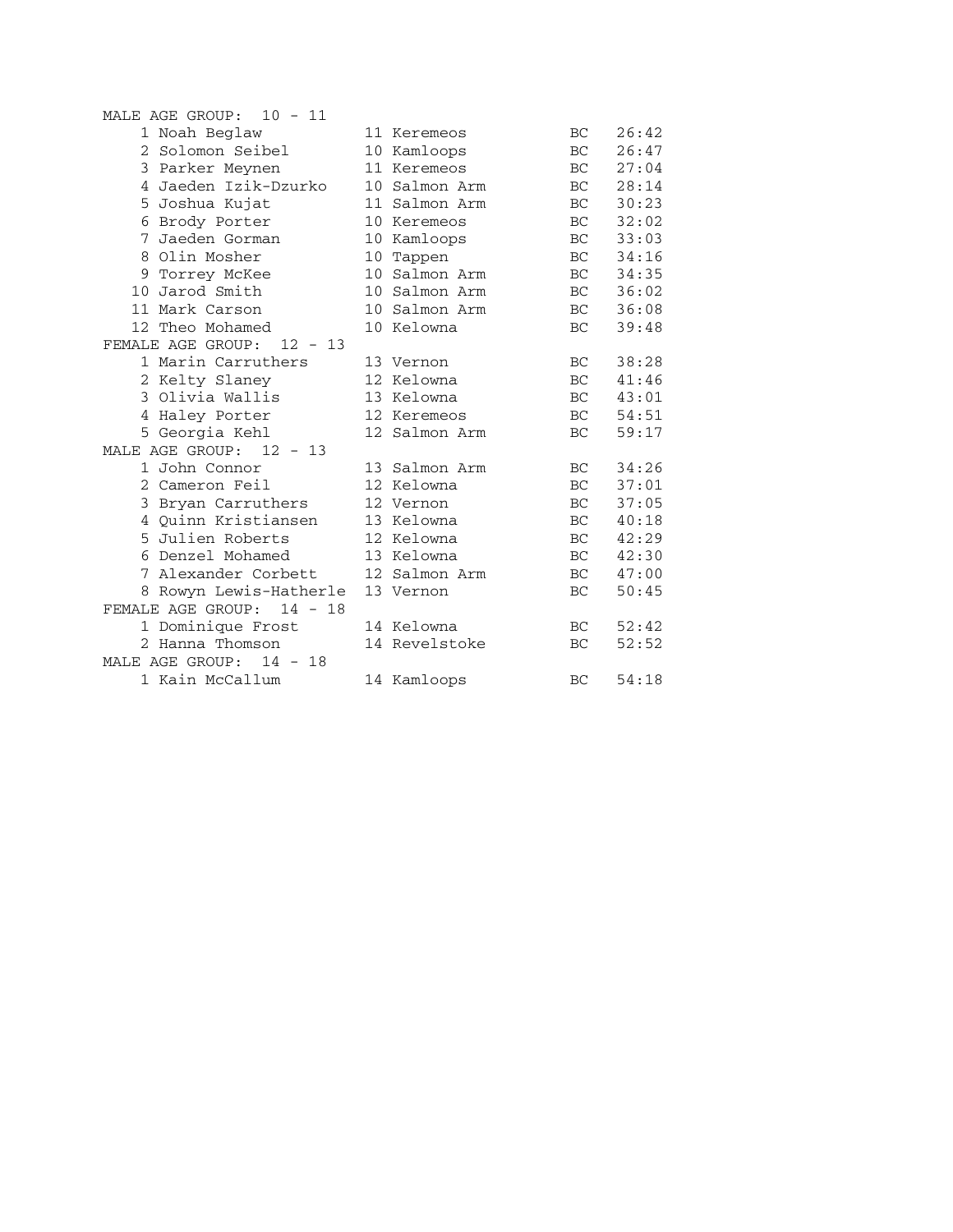MALE AGE GROUP: 10 - 11

| | | | | | |
|---|---|---|---|---|---|
| 1 | Noah Beglaw | 11 | Keremeos | BC | 26:42 |
| 2 | Solomon Seibel | 10 | Kamloops | BC | 26:47 |
| 3 | Parker Meynen | 11 | Keremeos | BC | 27:04 |
| 4 | Jaeden Izik-Dzurko | 10 | Salmon Arm | BC | 28:14 |
| 5 | Joshua Kujat | 11 | Salmon Arm | BC | 30:23 |
| 6 | Brody Porter | 10 | Keremeos | BC | 32:02 |
| 7 | Jaeden Gorman | 10 | Kamloops | BC | 33:03 |
| 8 | Olin Mosher | 10 | Tappen | BC | 34:16 |
| 9 | Torrey McKee | 10 | Salmon Arm | BC | 34:35 |
| 10 | Jarod Smith | 10 | Salmon Arm | BC | 36:02 |
| 11 | Mark Carson | 10 | Salmon Arm | BC | 36:08 |
| 12 | Theo Mohamed | 10 | Kelowna | BC | 39:48 |

FEMALE AGE GROUP: 12 - 13

| | | | | | |
|---|---|---|---|---|---|
| 1 | Marin Carruthers | 13 | Vernon | BC | 38:28 |
| 2 | Kelty Slaney | 12 | Kelowna | BC | 41:46 |
| 3 | Olivia Wallis | 13 | Kelowna | BC | 43:01 |
| 4 | Haley Porter | 12 | Keremeos | BC | 54:51 |
| 5 | Georgia Kehl | 12 | Salmon Arm | BC | 59:17 |

MALE AGE GROUP: 12 - 13

| | | | | | |
|---|---|---|---|---|---|
| 1 | John Connor | 13 | Salmon Arm | BC | 34:26 |
| 2 | Cameron Feil | 12 | Kelowna | BC | 37:01 |
| 3 | Bryan Carruthers | 12 | Vernon | BC | 37:05 |
| 4 | Quinn Kristiansen | 13 | Kelowna | BC | 40:18 |
| 5 | Julien Roberts | 12 | Kelowna | BC | 42:29 |
| 6 | Denzel Mohamed | 13 | Kelowna | BC | 42:30 |
| 7 | Alexander Corbett | 12 | Salmon Arm | BC | 47:00 |
| 8 | Rowyn Lewis-Hatherle | 13 | Vernon | BC | 50:45 |

FEMALE AGE GROUP: 14 - 18

| | | | | | |
|---|---|---|---|---|---|
| 1 | Dominique Frost | 14 | Kelowna | BC | 52:42 |
| 2 | Hanna Thomson | 14 | Revelstoke | BC | 52:52 |

MALE AGE GROUP: 14 - 18

| | | | | | |
|---|---|---|---|---|---|
| 1 | Kain McCallum | 14 | Kamloops | BC | 54:18 |